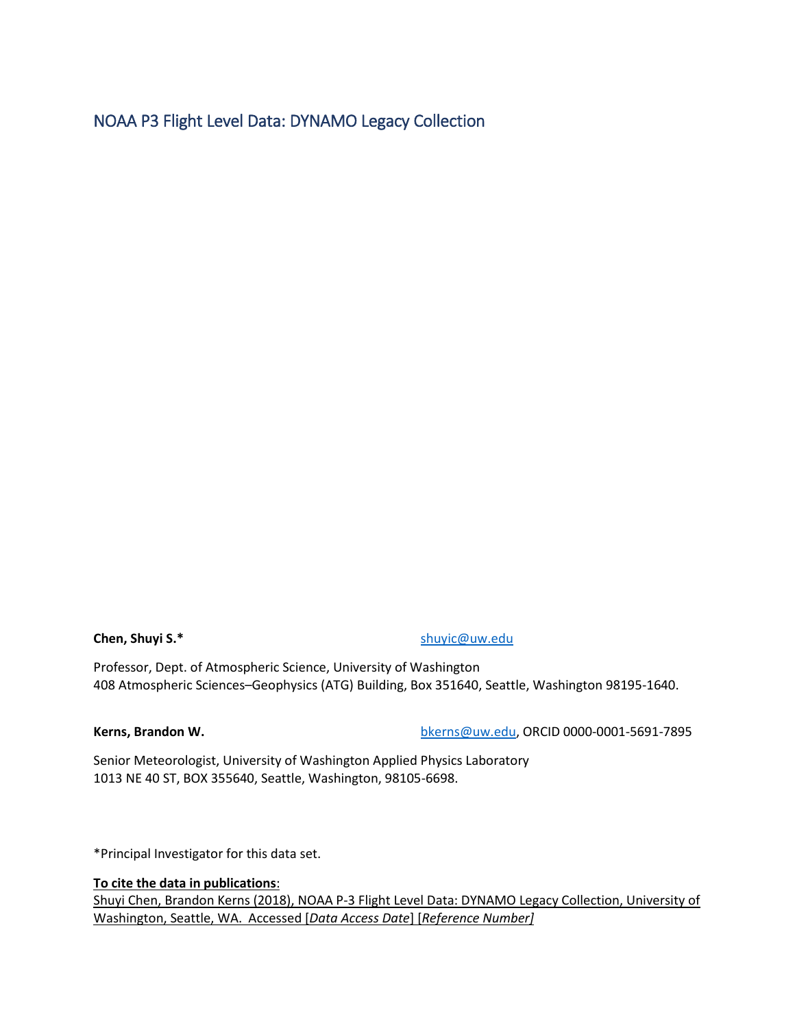# NOAA P3 Flight Level Data: DYNAMO Legacy Collection

**Chen, Shuyi S.*** shuyic@uw.edu

Professor, Dept. of Atmospheric Science, University of Washington
408 Atmospheric Sciences–Geophysics (ATG) Building, Box 351640, Seattle, Washington 98195-1640.

**Kerns, Brandon W.** bkerns@uw.edu, ORCID 0000-0001-5691-7895

Senior Meteorologist, University of Washington Applied Physics Laboratory
1013 NE 40 ST, BOX 355640, Seattle, Washington, 98105-6698.

*Principal Investigator for this data set.

**To cite the data in publications**:
Shuyi Chen, Brandon Kerns (2018), NOAA P-3 Flight Level Data: DYNAMO Legacy Collection, University of Washington, Seattle, WA. Accessed [*Data Access Date*] [*Reference Number]*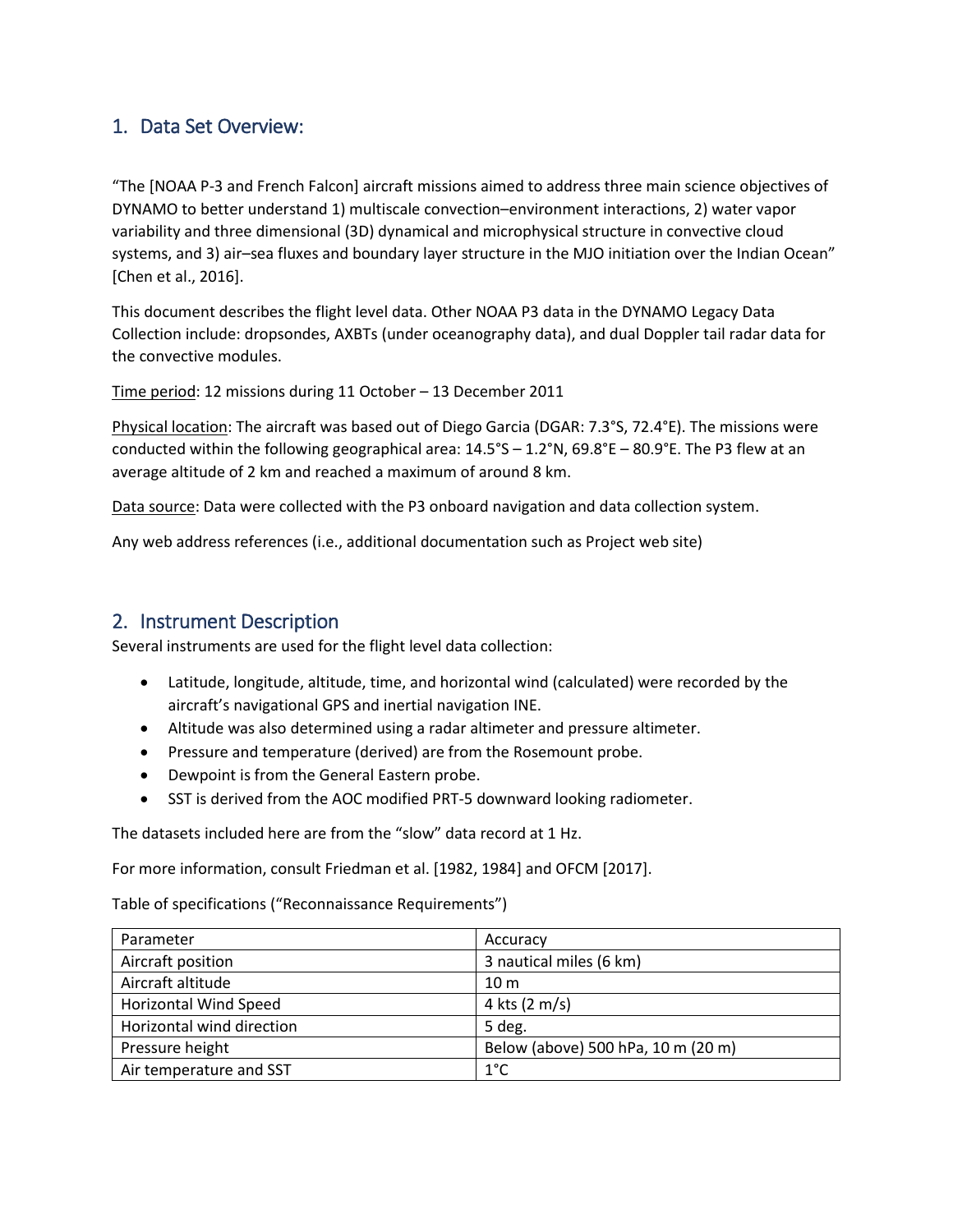## 1. Data Set Overview:

"The [NOAA P-3 and French Falcon] aircraft missions aimed to address three main science objectives of DYNAMO to better understand 1) multiscale convection–environment interactions, 2) water vapor variability and three dimensional (3D) dynamical and microphysical structure in convective cloud systems, and 3) air–sea fluxes and boundary layer structure in the MJO initiation over the Indian Ocean" [Chen et al., 2016].

This document describes the flight level data. Other NOAA P3 data in the DYNAMO Legacy Data Collection include: dropsondes, AXBTs (under oceanography data), and dual Doppler tail radar data for the convective modules.

Time period: 12 missions during 11 October – 13 December 2011

Physical location: The aircraft was based out of Diego Garcia (DGAR: 7.3°S, 72.4°E). The missions were conducted within the following geographical area: 14.5°S – 1.2°N, 69.8°E – 80.9°E. The P3 flew at an average altitude of 2 km and reached a maximum of around 8 km.

Data source: Data were collected with the P3 onboard navigation and data collection system.

Any web address references (i.e., additional documentation such as Project web site)

## 2. Instrument Description

Several instruments are used for the flight level data collection:

- Latitude, longitude, altitude, time, and horizontal wind (calculated) were recorded by the aircraft's navigational GPS and inertial navigation INE.
- Altitude was also determined using a radar altimeter and pressure altimeter.
- Pressure and temperature (derived) are from the Rosemount probe.
- Dewpoint is from the General Eastern probe.
- SST is derived from the AOC modified PRT-5 downward looking radiometer.

The datasets included here are from the "slow" data record at 1 Hz.

For more information, consult Friedman et al. [1982, 1984] and OFCM [2017].

Table of specifications ("Reconnaissance Requirements")

| Parameter | Accuracy |
| --- | --- |
| Aircraft position | 3 nautical miles (6 km) |
| Aircraft altitude | 10 m |
| Horizontal Wind Speed | 4 kts (2 m/s) |
| Horizontal wind direction | 5 deg. |
| Pressure height | Below (above) 500 hPa, 10 m (20 m) |
| Air temperature and SST | 1°C |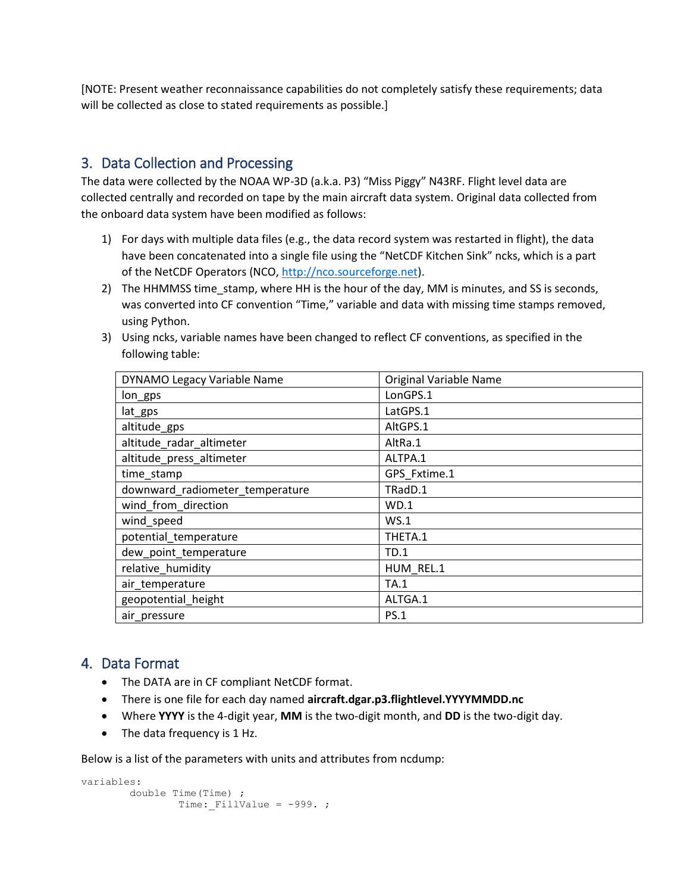[NOTE: Present weather reconnaissance capabilities do not completely satisfy these requirements; data will be collected as close to stated requirements as possible.]

## 3. Data Collection and Processing

The data were collected by the NOAA WP-3D (a.k.a. P3) "Miss Piggy" N43RF. Flight level data are collected centrally and recorded on tape by the main aircraft data system. Original data collected from the onboard data system have been modified as follows:

1) For days with multiple data files (e.g., the data record system was restarted in flight), the data have been concatenated into a single file using the "NetCDF Kitchen Sink" ncks, which is a part of the NetCDF Operators (NCO, http://nco.sourceforge.net).
2) The HHMMSS time_stamp, where HH is the hour of the day, MM is minutes, and SS is seconds, was converted into CF convention "Time," variable and data with missing time stamps removed, using Python.
3) Using ncks, variable names have been changed to reflect CF conventions, as specified in the following table:

| DYNAMO Legacy Variable Name | Original Variable Name |
|---|---|
| lon_gps | LonGPS.1 |
| lat_gps | LatGPS.1 |
| altitude_gps | AltGPS.1 |
| altitude_radar_altimeter | AltRa.1 |
| altitude_press_altimeter | ALTPA.1 |
| time_stamp | GPS_Fxtime.1 |
| downward_radiometer_temperature | TRadD.1 |
| wind_from_direction | WD.1 |
| wind_speed | WS.1 |
| potential_temperature | THETA.1 |
| dew_point_temperature | TD.1 |
| relative_humidity | HUM_REL.1 |
| air_temperature | TA.1 |
| geopotential_height | ALTGA.1 |
| air_pressure | PS.1 |

## 4. Data Format

- The DATA are in CF compliant NetCDF format.
- There is one file for each day named **aircraft.dgar.p3.flightlevel.YYYYMMDD.nc**
- Where **YYYY** is the 4-digit year, **MM** is the two-digit month, and **DD** is the two-digit day.
- The data frequency is 1 Hz.

Below is a list of the parameters with units and attributes from ncdump:

```
variables:
        double Time(Time) ;
                Time:_FillValue = -999. ;
```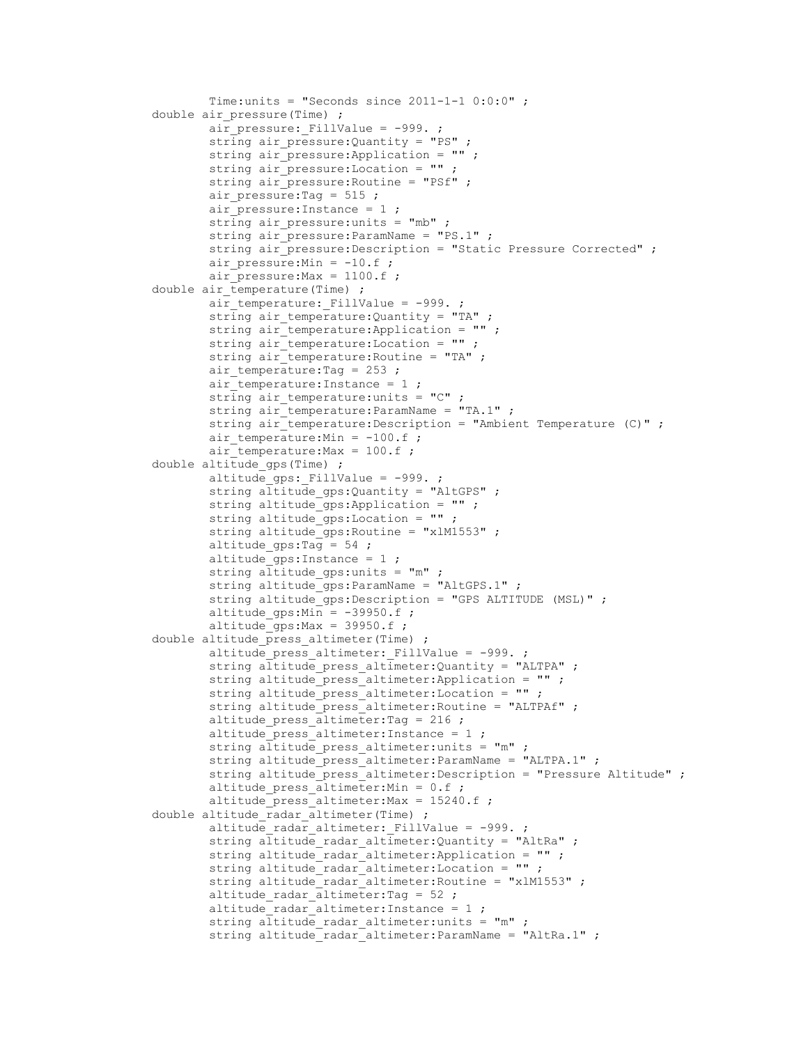```
        Time:units = "Seconds since 2011-1-1 0:0:0" ;
double air_pressure(Time) ;
        air_pressure:_FillValue = -999. ;
        string air_pressure:Quantity = "PS" ;
        string air_pressure:Application = "" ;
        string air_pressure:Location = "" ;
        string air_pressure:Routine = "PSf" ;
        air_pressure:Tag = 515 ;
        air_pressure:Instance = 1 ;
        string air_pressure:units = "mb" ;
        string air_pressure:ParamName = "PS.1" ;
        string air_pressure:Description = "Static Pressure Corrected" ;
        air_pressure:Min = -10.f ;
        air_pressure:Max = 1100.f ;
double air_temperature(Time) ;
        air_temperature:_FillValue = -999. ;
        string air_temperature:Quantity = "TA" ;
        string air_temperature:Application = "" ;
        string air_temperature:Location = "" ;
        string air_temperature:Routine = "TA" ;
        air_temperature:Tag = 253 ;
        air_temperature:Instance = 1 ;
        string air_temperature:units = "C" ;
        string air_temperature:ParamName = "TA.1" ;
        string air_temperature:Description = "Ambient Temperature (C)" ;
        air_temperature:Min = -100.f ;
        air_temperature:Max = 100.f ;
double altitude_gps(Time) ;
        altitude_gps:_FillValue = -999. ;
        string altitude_gps:Quantity = "AltGPS" ;
        string altitude_gps:Application = "" ;
        string altitude_gps:Location = "" ;
        string altitude_gps:Routine = "x1M1553" ;
        altitude_gps:Tag = 54 ;
        altitude_gps:Instance = 1 ;
        string altitude_gps:units = "m" ;
        string altitude_gps:ParamName = "AltGPS.1" ;
        string altitude_gps:Description = "GPS ALTITUDE (MSL)" ;
        altitude_gps:Min = -39950.f ;
        altitude_gps:Max = 39950.f ;
double altitude_press_altimeter(Time) ;
        altitude_press_altimeter:_FillValue = -999. ;
        string altitude_press_altimeter:Quantity = "ALTPA" ;
        string altitude_press_altimeter:Application = "" ;
        string altitude_press_altimeter:Location = "" ;
        string altitude_press_altimeter:Routine = "ALTPAf" ;
        altitude_press_altimeter:Tag = 216 ;
        altitude_press_altimeter:Instance = 1 ;
        string altitude_press_altimeter:units = "m" ;
        string altitude_press_altimeter:ParamName = "ALTPA.1" ;
        string altitude_press_altimeter:Description = "Pressure Altitude" ;
        altitude_press_altimeter:Min = 0.f ;
        altitude_press_altimeter:Max = 15240.f ;
double altitude_radar_altimeter(Time) ;
        altitude_radar_altimeter:_FillValue = -999. ;
        string altitude_radar_altimeter:Quantity = "AltRa" ;
        string altitude_radar_altimeter:Application = "" ;
        string altitude_radar_altimeter:Location = "" ;
        string altitude_radar_altimeter:Routine = "x1M1553" ;
        altitude_radar_altimeter:Tag = 52 ;
        altitude_radar_altimeter:Instance = 1 ;
        string altitude_radar_altimeter:units = "m" ;
        string altitude_radar_altimeter:ParamName = "AltRa.1" ;
```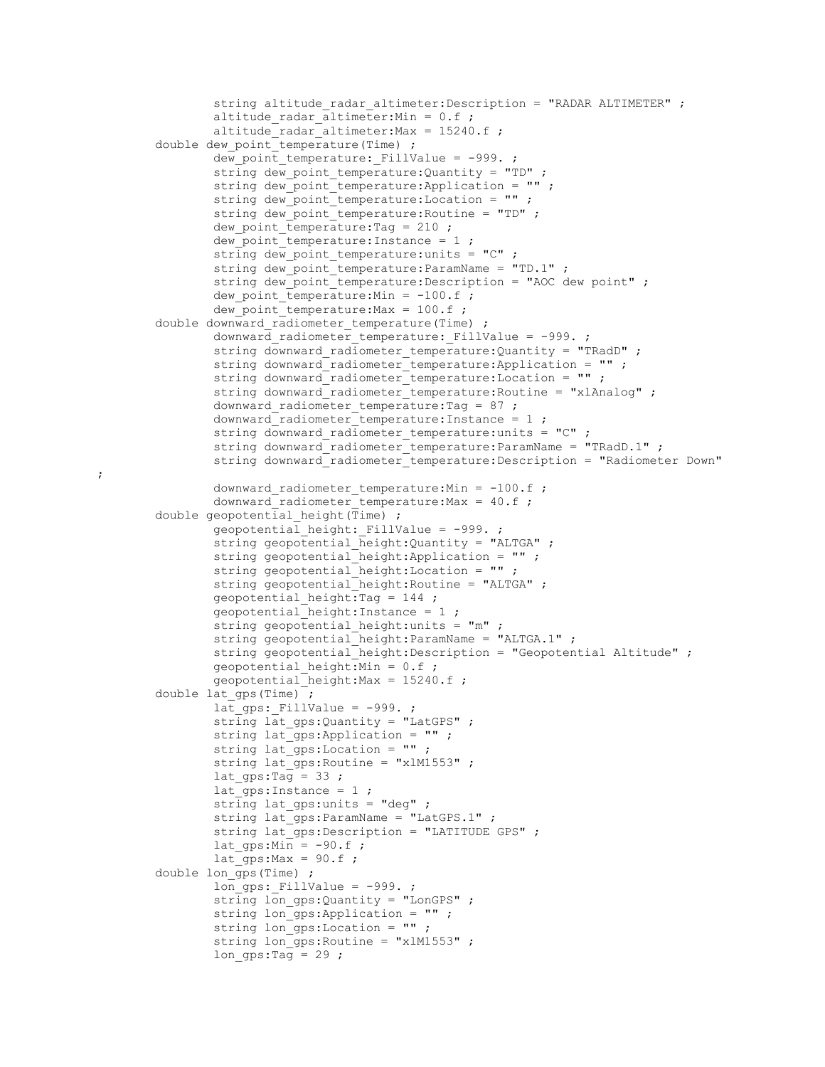```
		string altitude_radar_altimeter:Description = "RADAR ALTIMETER" ;
		altitude_radar_altimeter:Min = 0.f ;
		altitude_radar_altimeter:Max = 15240.f ;
	double dew_point_temperature(Time) ;
		dew_point_temperature:_FillValue = -999. ;
		string dew_point_temperature:Quantity = "TD" ;
		string dew_point_temperature:Application = "" ;
		string dew_point_temperature:Location = "" ;
		string dew_point_temperature:Routine = "TD" ;
		dew_point_temperature:Tag = 210 ;
		dew_point_temperature:Instance = 1 ;
		string dew_point_temperature:units = "C" ;
		string dew_point_temperature:ParamName = "TD.1" ;
		string dew_point_temperature:Description = "AOC dew point" ;
		dew_point_temperature:Min = -100.f ;
		dew_point_temperature:Max = 100.f ;
	double downward_radiometer_temperature(Time) ;
		downward_radiometer_temperature:_FillValue = -999. ;
		string downward_radiometer_temperature:Quantity = "TRadD" ;
		string downward_radiometer_temperature:Application = "" ;
		string downward_radiometer_temperature:Location = "" ;
		string downward_radiometer_temperature:Routine = "xlAnalog" ;
		downward_radiometer_temperature:Tag = 87 ;
		downward_radiometer_temperature:Instance = 1 ;
		string downward_radiometer_temperature:units = "C" ;
		string downward_radiometer_temperature:ParamName = "TRadD.1" ;
		string downward_radiometer_temperature:Description = "Radiometer Down"
;
		downward_radiometer_temperature:Min = -100.f ;
		downward_radiometer_temperature:Max = 40.f ;
	double geopotential_height(Time) ;
		geopotential_height:_FillValue = -999. ;
		string geopotential_height:Quantity = "ALTGA" ;
		string geopotential_height:Application = "" ;
		string geopotential_height:Location = "" ;
		string geopotential_height:Routine = "ALTGA" ;
		geopotential_height:Tag = 144 ;
		geopotential_height:Instance = 1 ;
		string geopotential_height:units = "m" ;
		string geopotential_height:ParamName = "ALTGA.1" ;
		string geopotential_height:Description = "Geopotential Altitude" ;
		geopotential_height:Min = 0.f ;
		geopotential_height:Max = 15240.f ;
	double lat_gps(Time) ;
		lat_gps:_FillValue = -999. ;
		string lat_gps:Quantity = "LatGPS" ;
		string lat_gps:Application = "" ;
		string lat_gps:Location = "" ;
		string lat_gps:Routine = "xlM1553" ;
		lat_gps:Tag = 33 ;
		lat_gps:Instance = 1 ;
		string lat_gps:units = "deg" ;
		string lat_gps:ParamName = "LatGPS.1" ;
		string lat_gps:Description = "LATITUDE GPS" ;
		lat_gps:Min = -90.f ;
		lat_gps:Max = 90.f ;
	double lon_gps(Time) ;
		lon_gps:_FillValue = -999. ;
		string lon_gps:Quantity = "LonGPS" ;
		string lon_gps:Application = "" ;
		string lon_gps:Location = "" ;
		string lon_gps:Routine = "xlM1553" ;
		lon_gps:Tag = 29 ;
```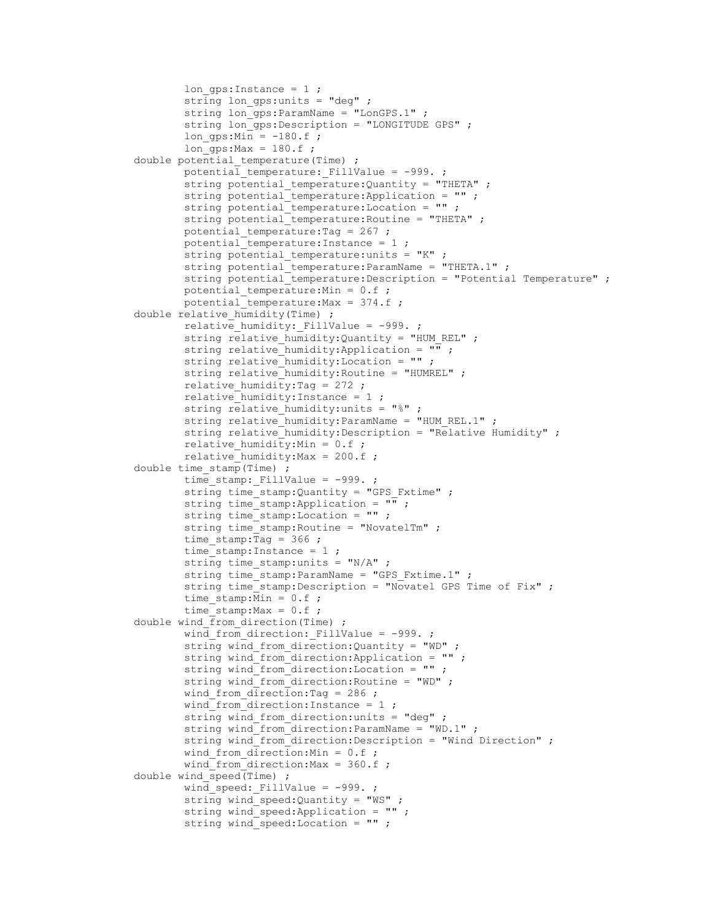```
                lon_gps:Instance = 1 ;
                string lon_gps:units = "deg" ;
                string lon_gps:ParamName = "LonGPS.1" ;
                string lon_gps:Description = "LONGITUDE GPS" ;
                lon_gps:Min = -180.f ;
                lon_gps:Max = 180.f ;
        double potential_temperature(Time) ;
                potential_temperature:_FillValue = -999. ;
                string potential_temperature:Quantity = "THETA" ;
                string potential_temperature:Application = "" ;
                string potential_temperature:Location = "" ;
                string potential_temperature:Routine = "THETA" ;
                potential_temperature:Tag = 267 ;
                potential_temperature:Instance = 1 ;
                string potential_temperature:units = "K" ;
                string potential_temperature:ParamName = "THETA.1" ;
                string potential_temperature:Description = "Potential Temperature" ;
                potential_temperature:Min = 0.f ;
                potential_temperature:Max = 374.f ;
        double relative_humidity(Time) ;
                relative_humidity:_FillValue = -999. ;
                string relative_humidity:Quantity = "HUM_REL" ;
                string relative_humidity:Application = "" ;
                string relative_humidity:Location = "" ;
                string relative_humidity:Routine = "HUMREL" ;
                relative_humidity:Tag = 272 ;
                relative_humidity:Instance = 1 ;
                string relative_humidity:units = "%" ;
                string relative_humidity:ParamName = "HUM_REL.1" ;
                string relative_humidity:Description = "Relative Humidity" ;
                relative_humidity:Min = 0.f ;
                relative_humidity:Max = 200.f ;
        double time_stamp(Time) ;
                time_stamp:_FillValue = -999. ;
                string time_stamp:Quantity = "GPS_Fxtime" ;
                string time_stamp:Application = "" ;
                string time_stamp:Location = "" ;
                string time_stamp:Routine = "NovatelTm" ;
                time_stamp:Tag = 366 ;
                time_stamp:Instance = 1 ;
                string time_stamp:units = "N/A" ;
                string time_stamp:ParamName = "GPS_Fxtime.1" ;
                string time_stamp:Description = "Novatel GPS Time of Fix" ;
                time_stamp:Min = 0.f ;
                time_stamp:Max = 0.f ;
        double wind_from_direction(Time) ;
                wind_from_direction:_FillValue = -999. ;
                string wind_from_direction:Quantity = "WD" ;
                string wind_from_direction:Application = "" ;
                string wind_from_direction:Location = "" ;
                string wind_from_direction:Routine = "WD" ;
                wind_from_direction:Tag = 286 ;
                wind_from_direction:Instance = 1 ;
                string wind_from_direction:units = "deg" ;
                string wind_from_direction:ParamName = "WD.1" ;
                string wind_from_direction:Description = "Wind Direction" ;
                wind_from_direction:Min = 0.f ;
                wind_from_direction:Max = 360.f ;
        double wind_speed(Time) ;
                wind_speed:_FillValue = -999. ;
                string wind_speed:Quantity = "WS" ;
                string wind_speed:Application = "" ;
                string wind_speed:Location = "" ;
```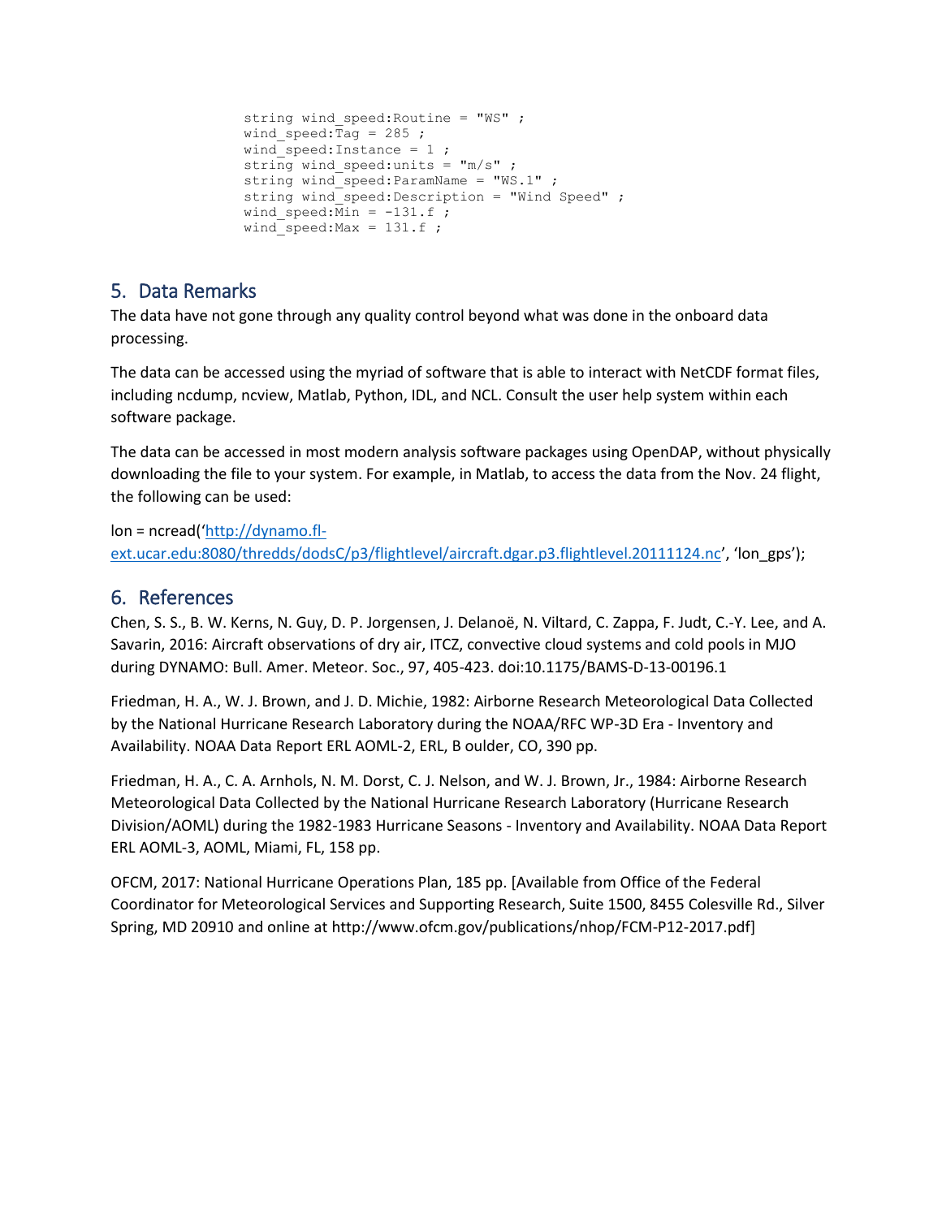```
string wind_speed:Routine = "WS" ;
wind_speed:Tag = 285 ;
wind_speed:Instance = 1 ;
string wind_speed:units = "m/s" ;
string wind_speed:ParamName = "WS.1" ;
string wind_speed:Description = "Wind Speed" ;
wind_speed:Min = -131.f ;
wind_speed:Max = 131.f ;
```

## 5. Data Remarks

The data have not gone through any quality control beyond what was done in the onboard data processing.

The data can be accessed using the myriad of software that is able to interact with NetCDF format files, including ncdump, ncview, Matlab, Python, IDL, and NCL. Consult the user help system within each software package.

The data can be accessed in most modern analysis software packages using OpenDAP, without physically downloading the file to your system. For example, in Matlab, to access the data from the Nov. 24 flight, the following can be used:

lon = ncread('http://dynamo.fl-ext.ucar.edu:8080/thredds/dodsC/p3/flightlevel/aircraft.dgar.p3.flightlevel.20111124.nc', 'lon_gps');

## 6. References

Chen, S. S., B. W. Kerns, N. Guy, D. P. Jorgensen, J. Delanoë, N. Viltard, C. Zappa, F. Judt, C.-Y. Lee, and A. Savarin, 2016: Aircraft observations of dry air, ITCZ, convective cloud systems and cold pools in MJO during DYNAMO: Bull. Amer. Meteor. Soc., 97, 405-423. doi:10.1175/BAMS-D-13-00196.1

Friedman, H. A., W. J. Brown, and J. D. Michie, 1982: Airborne Research Meteorological Data Collected by the National Hurricane Research Laboratory during the NOAA/RFC WP-3D Era - Inventory and Availability. NOAA Data Report ERL AOML-2, ERL, B oulder, CO, 390 pp.

Friedman, H. A., C. A. Arnhols, N. M. Dorst, C. J. Nelson, and W. J. Brown, Jr., 1984: Airborne Research Meteorological Data Collected by the National Hurricane Research Laboratory (Hurricane Research Division/AOML) during the 1982-1983 Hurricane Seasons - Inventory and Availability. NOAA Data Report ERL AOML-3, AOML, Miami, FL, 158 pp.

OFCM, 2017: National Hurricane Operations Plan, 185 pp. [Available from Office of the Federal Coordinator for Meteorological Services and Supporting Research, Suite 1500, 8455 Colesville Rd., Silver Spring, MD 20910 and online at http://www.ofcm.gov/publications/nhop/FCM-P12-2017.pdf]